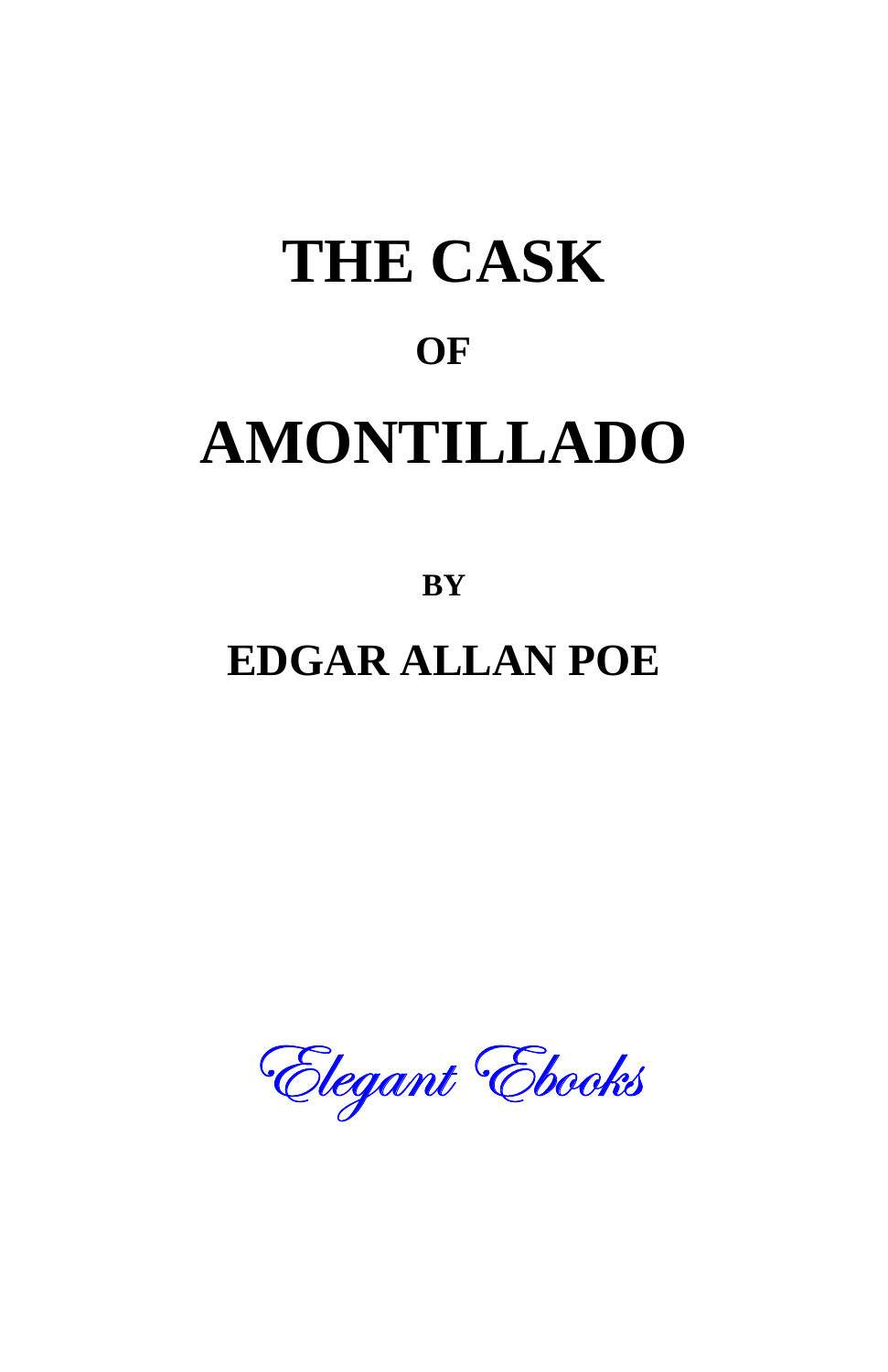# THE CASK

## OF

# AMONTILLADO

### BY

## EDGAR ALLAN POE

*Elegant Ebooks*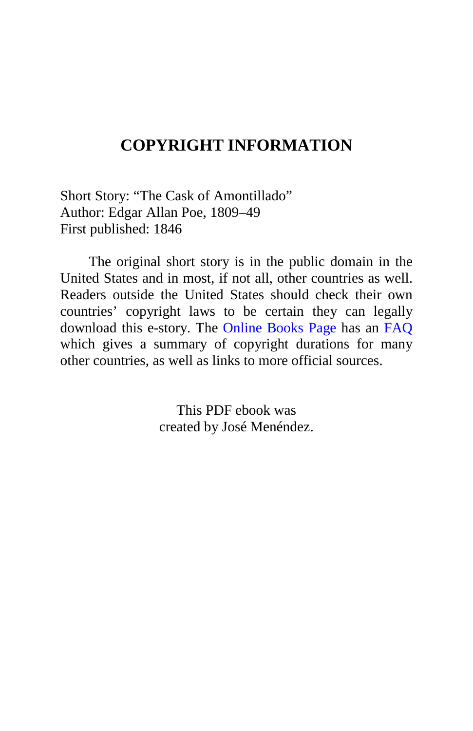# COPYRIGHT INFORMATION

Short Story: “The Cask of Amontillado”
Author: Edgar Allan Poe, 1809–49
First published: 1846

The original short story is in the public domain in the United States and in most, if not all, other countries as well. Readers outside the United States should check their own countries’ copyright laws to be certain they can legally download this e-story. The Online Books Page has an FAQ which gives a summary of copyright durations for many other countries, as well as links to more official sources.

This PDF ebook was
created by José Menéndez.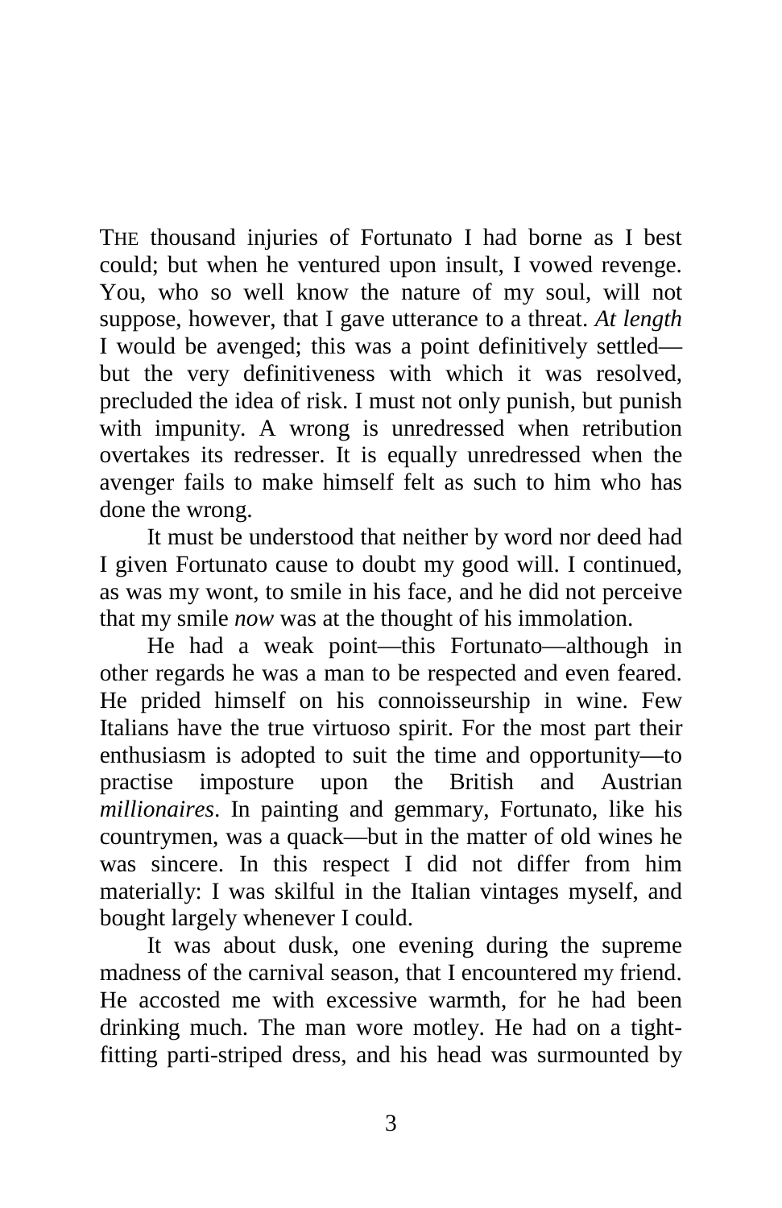THE thousand injuries of Fortunato I had borne as I best could; but when he ventured upon insult, I vowed revenge. You, who so well know the nature of my soul, will not suppose, however, that I gave utterance to a threat. *At length* I would be avenged; this was a point definitively settled—but the very definitiveness with which it was resolved, precluded the idea of risk. I must not only punish, but punish with impunity. A wrong is unredressed when retribution overtakes its redresser. It is equally unredressed when the avenger fails to make himself felt as such to him who has done the wrong.

It must be understood that neither by word nor deed had I given Fortunato cause to doubt my good will. I continued, as was my wont, to smile in his face, and he did not perceive that my smile *now* was at the thought of his immolation.

He had a weak point—this Fortunato—although in other regards he was a man to be respected and even feared. He prided himself on his connoisseurship in wine. Few Italians have the true virtuoso spirit. For the most part their enthusiasm is adopted to suit the time and opportunity—to practise imposture upon the British and Austrian *millionaires*. In painting and gemmary, Fortunato, like his countrymen, was a quack—but in the matter of old wines he was sincere. In this respect I did not differ from him materially: I was skilful in the Italian vintages myself, and bought largely whenever I could.

It was about dusk, one evening during the supreme madness of the carnival season, that I encountered my friend. He accosted me with excessive warmth, for he had been drinking much. The man wore motley. He had on a tight-fitting parti-striped dress, and his head was surmounted by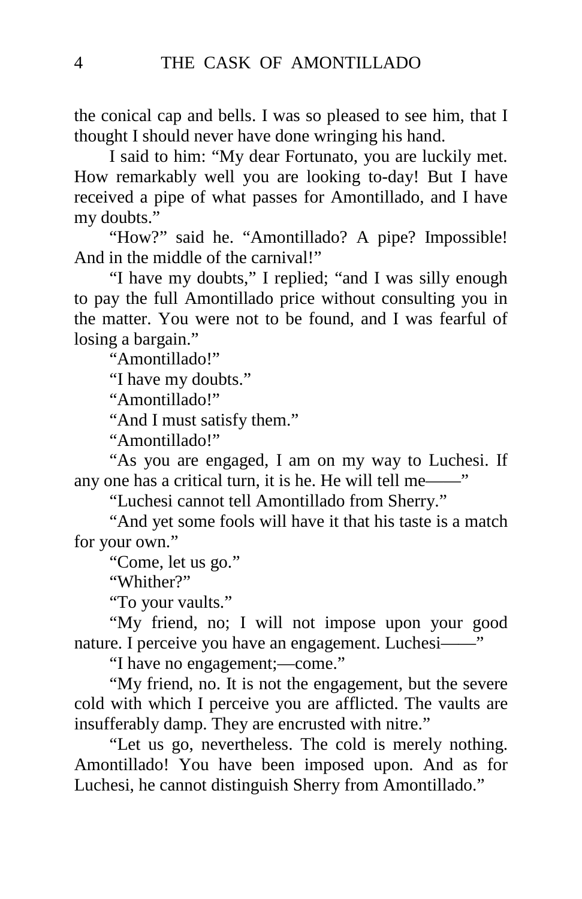the conical cap and bells. I was so pleased to see him, that I thought I should never have done wringing his hand.

I said to him: "My dear Fortunato, you are luckily met. How remarkably well you are looking to-day! But I have received a pipe of what passes for Amontillado, and I have my doubts."

"How?" said he. "Amontillado? A pipe? Impossible! And in the middle of the carnival!"

"I have my doubts," I replied; "and I was silly enough to pay the full Amontillado price without consulting you in the matter. You were not to be found, and I was fearful of losing a bargain."

"Amontillado!"

"I have my doubts."

"Amontillado!"

"And I must satisfy them."

"Amontillado!"

"As you are engaged, I am on my way to Luchesi. If any one has a critical turn, it is he. He will tell me——"

"Luchesi cannot tell Amontillado from Sherry."

"And yet some fools will have it that his taste is a match for your own."

"Come, let us go."

"Whither?"

"To your vaults."

"My friend, no; I will not impose upon your good nature. I perceive you have an engagement. Luchesi——"

"I have no engagement;—come."

"My friend, no. It is not the engagement, but the severe cold with which I perceive you are afflicted. The vaults are insufferably damp. They are encrusted with nitre."

"Let us go, nevertheless. The cold is merely nothing. Amontillado! You have been imposed upon. And as for Luchesi, he cannot distinguish Sherry from Amontillado."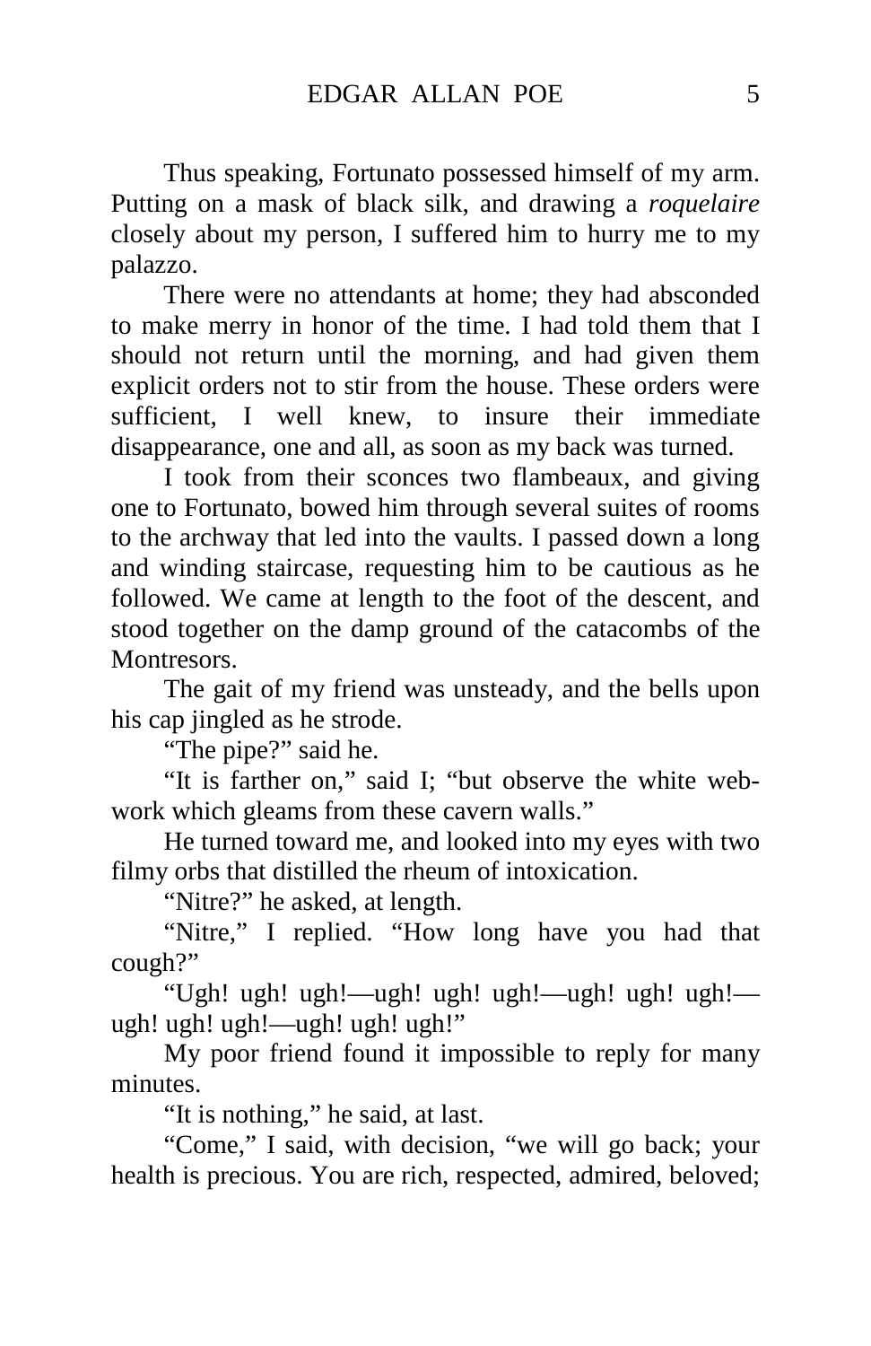Thus speaking, Fortunato possessed himself of my arm. Putting on a mask of black silk, and drawing a *roquelaire* closely about my person, I suffered him to hurry me to my palazzo.

There were no attendants at home; they had absconded to make merry in honor of the time. I had told them that I should not return until the morning, and had given them explicit orders not to stir from the house. These orders were sufficient, I well knew, to insure their immediate disappearance, one and all, as soon as my back was turned.

I took from their sconces two flambeaux, and giving one to Fortunato, bowed him through several suites of rooms to the archway that led into the vaults. I passed down a long and winding staircase, requesting him to be cautious as he followed. We came at length to the foot of the descent, and stood together on the damp ground of the catacombs of the Montresors.

The gait of my friend was unsteady, and the bells upon his cap jingled as he strode.

"The pipe?" said he.

"It is farther on," said I; "but observe the white web-work which gleams from these cavern walls."

He turned toward me, and looked into my eyes with two filmy orbs that distilled the rheum of intoxication.

"Nitre?" he asked, at length.

"Nitre," I replied. "How long have you had that cough?"

"Ugh! ugh! ugh!—ugh! ugh! ugh!—ugh! ugh! ugh!—ugh! ugh! ugh!—ugh! ugh! ugh!"

My poor friend found it impossible to reply for many minutes.

"It is nothing," he said, at last.

"Come," I said, with decision, "we will go back; your health is precious. You are rich, respected, admired, beloved;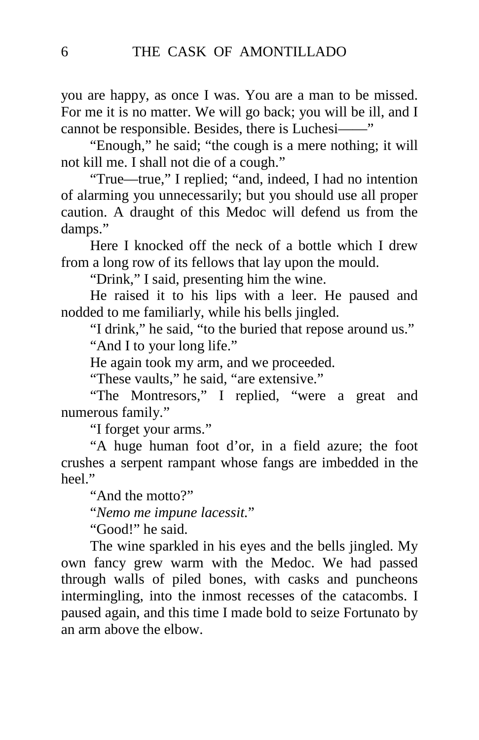you are happy, as once I was. You are a man to be missed. For me it is no matter. We will go back; you will be ill, and I cannot be responsible. Besides, there is Luchesi——"

"Enough," he said; "the cough is a mere nothing; it will not kill me. I shall not die of a cough."

"True—true," I replied; "and, indeed, I had no intention of alarming you unnecessarily; but you should use all proper caution. A draught of this Medoc will defend us from the damps."

Here I knocked off the neck of a bottle which I drew from a long row of its fellows that lay upon the mould.

"Drink," I said, presenting him the wine.

He raised it to his lips with a leer. He paused and nodded to me familiarly, while his bells jingled.

"I drink," he said, "to the buried that repose around us."

"And I to your long life."

He again took my arm, and we proceeded.

"These vaults," he said, "are extensive."

"The Montresors," I replied, "were a great and numerous family."

"I forget your arms."

"A huge human foot d'or, in a field azure; the foot crushes a serpent rampant whose fangs are imbedded in the heel."

"And the motto?"

"*Nemo me impune lacessit.*"

"Good!" he said.

The wine sparkled in his eyes and the bells jingled. My own fancy grew warm with the Medoc. We had passed through walls of piled bones, with casks and puncheons intermingling, into the inmost recesses of the catacombs. I paused again, and this time I made bold to seize Fortunato by an arm above the elbow.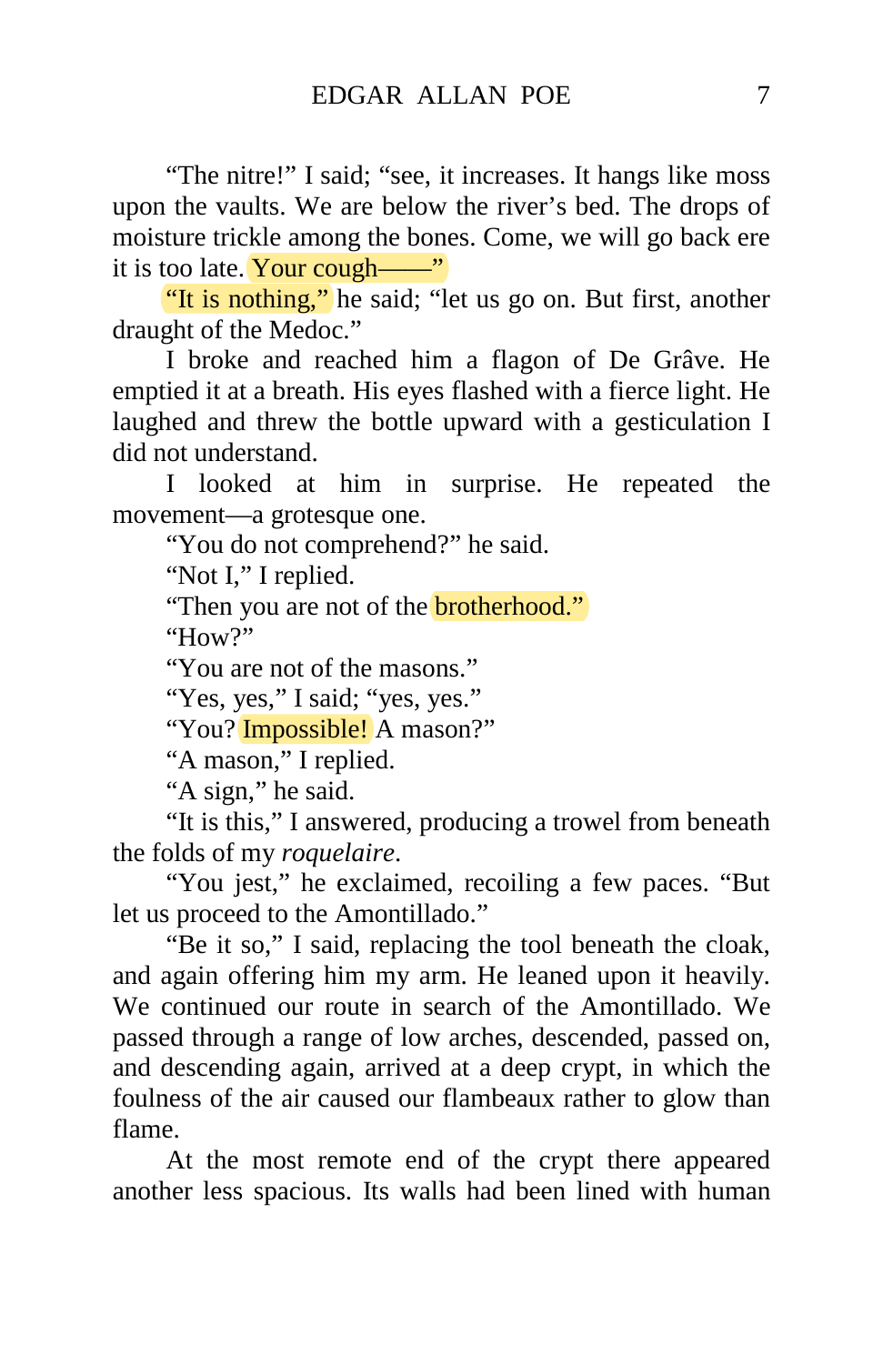"The nitre!" I said; "see, it increases. It hangs like moss upon the vaults. We are below the river's bed. The drops of moisture trickle among the bones. Come, we will go back ere it is too late. Your cough——"

"It is nothing," he said; "let us go on. But first, another draught of the Medoc."

I broke and reached him a flagon of De Grâve. He emptied it at a breath. His eyes flashed with a fierce light. He laughed and threw the bottle upward with a gesticulation I did not understand.

I looked at him in surprise. He repeated the movement—a grotesque one.

"You do not comprehend?" he said.

"Not I," I replied.

"Then you are not of the brotherhood."

"How?"

"You are not of the masons."

"Yes, yes," I said; "yes, yes."

"You? Impossible! A mason?"

"A mason," I replied.

"A sign," he said.

"It is this," I answered, producing a trowel from beneath the folds of my *roquelaire*.

"You jest," he exclaimed, recoiling a few paces. "But let us proceed to the Amontillado."

"Be it so," I said, replacing the tool beneath the cloak, and again offering him my arm. He leaned upon it heavily. We continued our route in search of the Amontillado. We passed through a range of low arches, descended, passed on, and descending again, arrived at a deep crypt, in which the foulness of the air caused our flambeaux rather to glow than flame.

At the most remote end of the crypt there appeared another less spacious. Its walls had been lined with human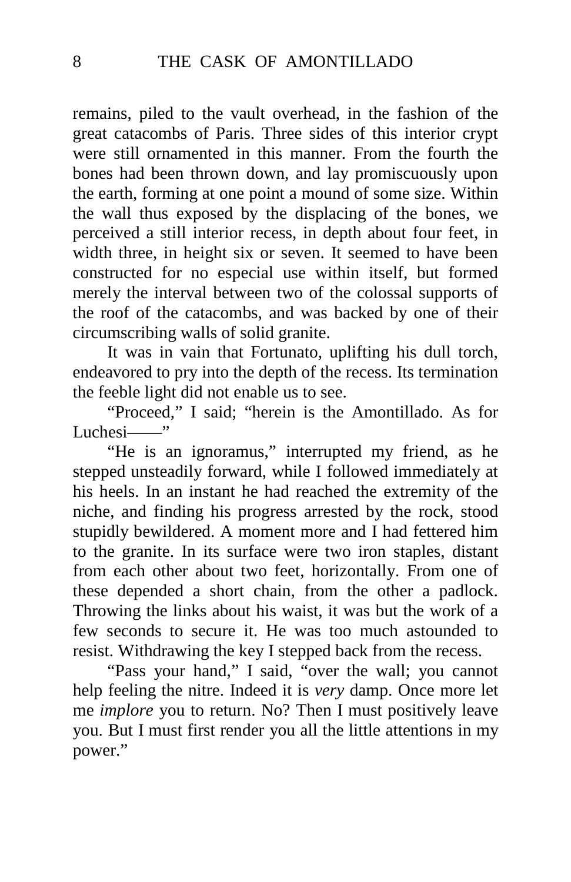remains, piled to the vault overhead, in the fashion of the great catacombs of Paris. Three sides of this interior crypt were still ornamented in this manner. From the fourth the bones had been thrown down, and lay promiscuously upon the earth, forming at one point a mound of some size. Within the wall thus exposed by the displacing of the bones, we perceived a still interior recess, in depth about four feet, in width three, in height six or seven. It seemed to have been constructed for no especial use within itself, but formed merely the interval between two of the colossal supports of the roof of the catacombs, and was backed by one of their circumscribing walls of solid granite.

It was in vain that Fortunato, uplifting his dull torch, endeavored to pry into the depth of the recess. Its termination the feeble light did not enable us to see.

"Proceed," I said; "herein is the Amontillado. As for Luchesi——"

"He is an ignoramus," interrupted my friend, as he stepped unsteadily forward, while I followed immediately at his heels. In an instant he had reached the extremity of the niche, and finding his progress arrested by the rock, stood stupidly bewildered. A moment more and I had fettered him to the granite. In its surface were two iron staples, distant from each other about two feet, horizontally. From one of these depended a short chain, from the other a padlock. Throwing the links about his waist, it was but the work of a few seconds to secure it. He was too much astounded to resist. Withdrawing the key I stepped back from the recess.

"Pass your hand," I said, "over the wall; you cannot help feeling the nitre. Indeed it is *very* damp. Once more let me *implore* you to return. No? Then I must positively leave you. But I must first render you all the little attentions in my power."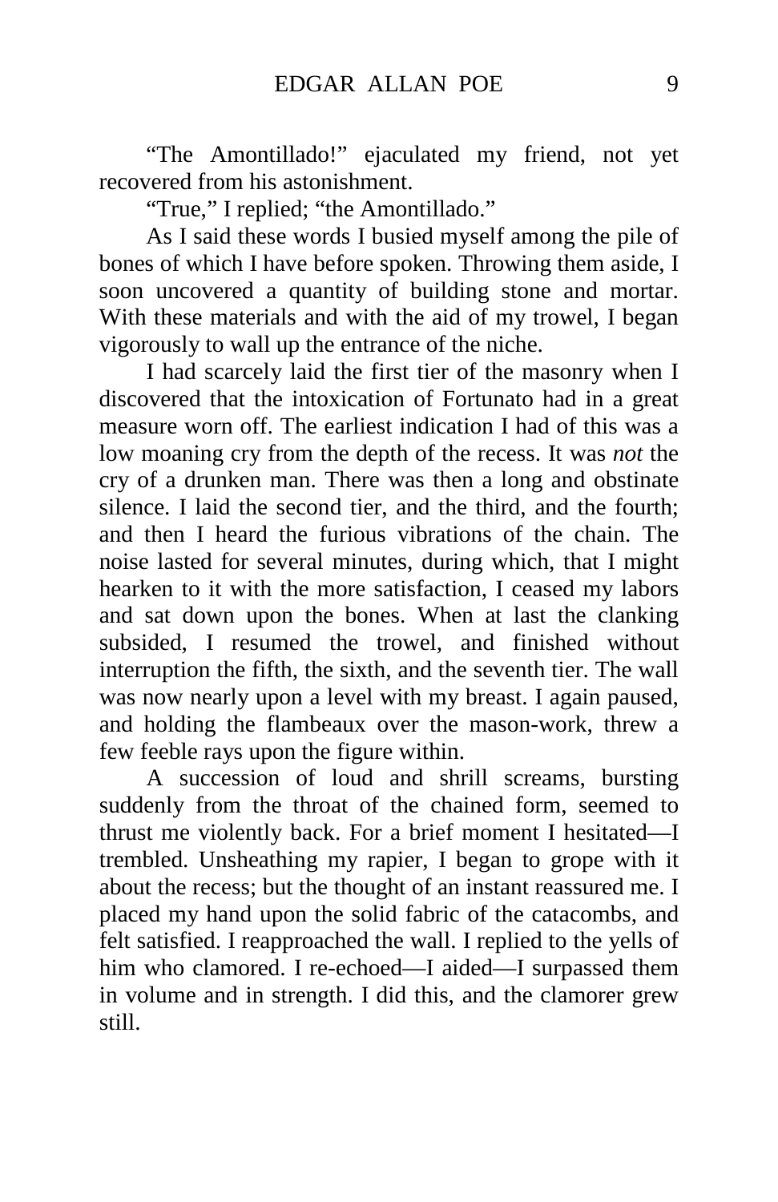"The Amontillado!" ejaculated my friend, not yet recovered from his astonishment.

"True," I replied; "the Amontillado."

As I said these words I busied myself among the pile of bones of which I have before spoken. Throwing them aside, I soon uncovered a quantity of building stone and mortar. With these materials and with the aid of my trowel, I began vigorously to wall up the entrance of the niche.

I had scarcely laid the first tier of the masonry when I discovered that the intoxication of Fortunato had in a great measure worn off. The earliest indication I had of this was a low moaning cry from the depth of the recess. It was *not* the cry of a drunken man. There was then a long and obstinate silence. I laid the second tier, and the third, and the fourth; and then I heard the furious vibrations of the chain. The noise lasted for several minutes, during which, that I might hearken to it with the more satisfaction, I ceased my labors and sat down upon the bones. When at last the clanking subsided, I resumed the trowel, and finished without interruption the fifth, the sixth, and the seventh tier. The wall was now nearly upon a level with my breast. I again paused, and holding the flambeaux over the mason-work, threw a few feeble rays upon the figure within.

A succession of loud and shrill screams, bursting suddenly from the throat of the chained form, seemed to thrust me violently back. For a brief moment I hesitated—I trembled. Unsheathing my rapier, I began to grope with it about the recess; but the thought of an instant reassured me. I placed my hand upon the solid fabric of the catacombs, and felt satisfied. I reapproached the wall. I replied to the yells of him who clamored. I re-echoed—I aided—I surpassed them in volume and in strength. I did this, and the clamorer grew still.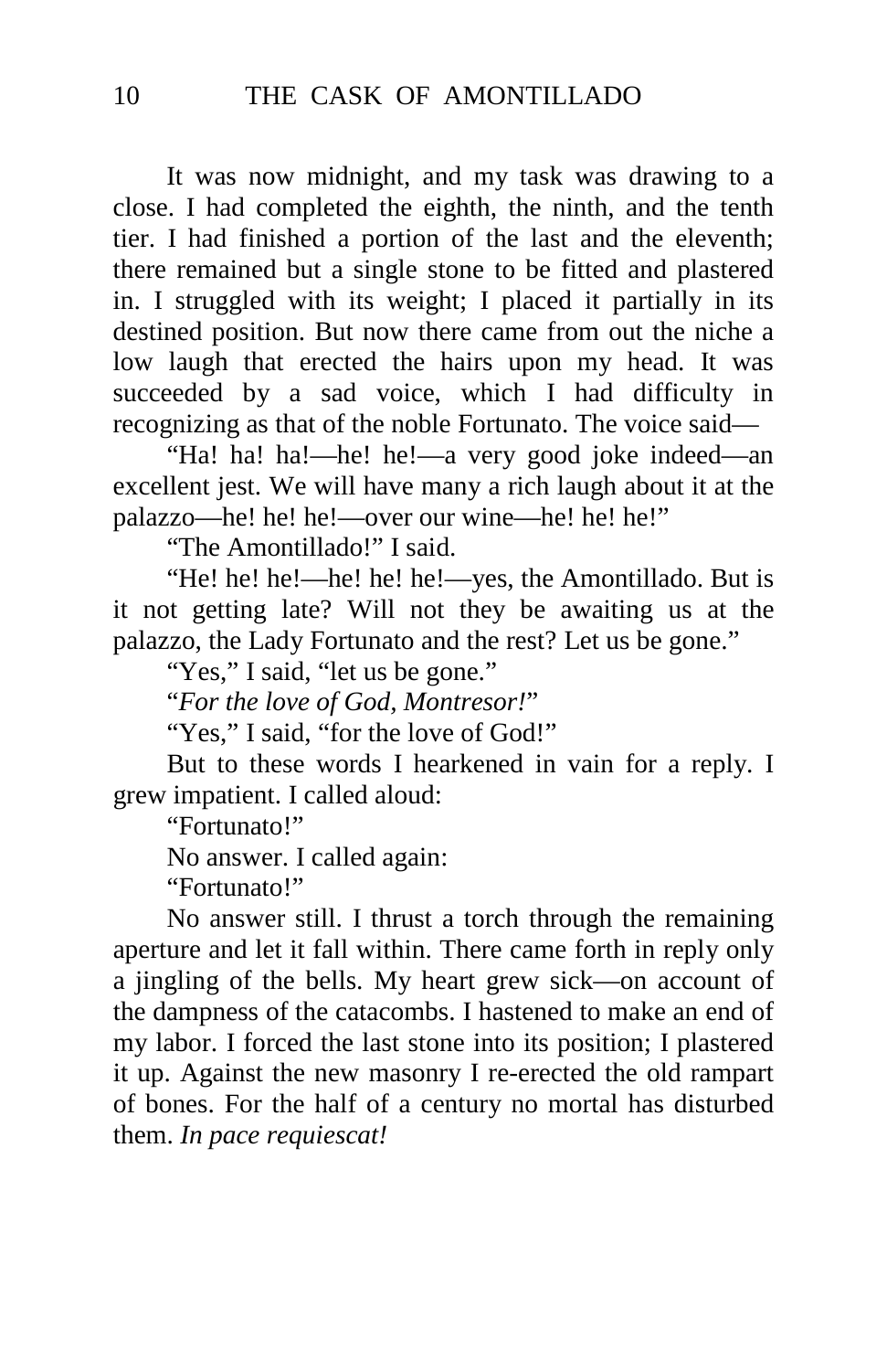It was now midnight, and my task was drawing to a close. I had completed the eighth, the ninth, and the tenth tier. I had finished a portion of the last and the eleventh; there remained but a single stone to be fitted and plastered in. I struggled with its weight; I placed it partially in its destined position. But now there came from out the niche a low laugh that erected the hairs upon my head. It was succeeded by a sad voice, which I had difficulty in recognizing as that of the noble Fortunato. The voice said—

"Ha! ha! ha!—he! he!—a very good joke indeed—an excellent jest. We will have many a rich laugh about it at the palazzo—he! he! he!—over our wine—he! he! he!"

"The Amontillado!" I said.

"He! he! he!—he! he! he!—yes, the Amontillado. But is it not getting late? Will not they be awaiting us at the palazzo, the Lady Fortunato and the rest? Let us be gone."

"Yes," I said, "let us be gone."

"*For the love of God, Montresor!*"

"Yes," I said, "for the love of God!"

But to these words I hearkened in vain for a reply. I grew impatient. I called aloud:

"Fortunato!"

No answer. I called again:

"Fortunato!"

No answer still. I thrust a torch through the remaining aperture and let it fall within. There came forth in reply only a jingling of the bells. My heart grew sick—on account of the dampness of the catacombs. I hastened to make an end of my labor. I forced the last stone into its position; I plastered it up. Against the new masonry I re-erected the old rampart of bones. For the half of a century no mortal has disturbed them. *In pace requiescat!*